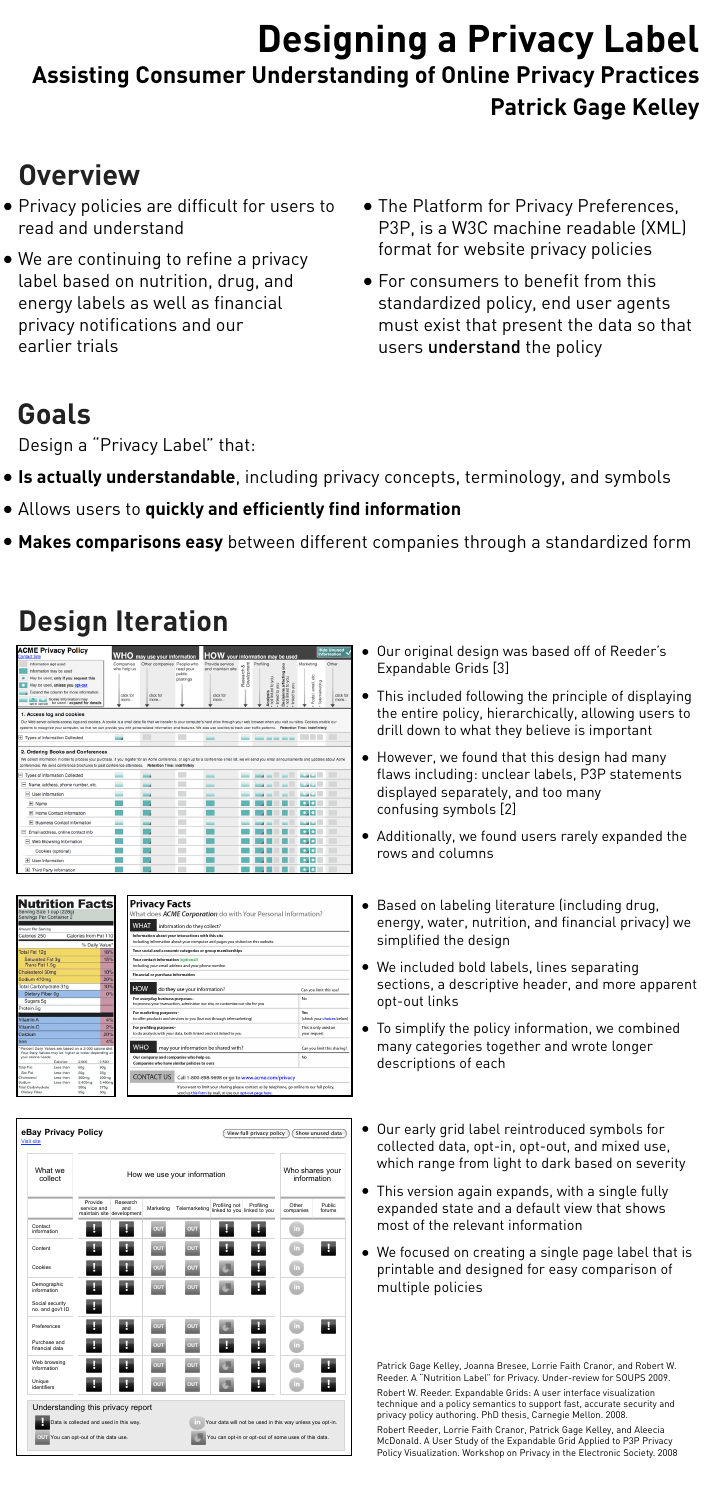# Designing a Privacy Label

## Assisting Consumer Understanding of Online Privacy Practices

### Patrick Gage Kelley

## Overview

- Privacy policies are difficult for users to read and understand
- We are continuing to refine a privacy label based on nutrition, drug, and energy labels as well as financial privacy notifications and our earlier trials
- The Platform for Privacy Preferences, P3P, is a W3C machine readable (XML) format for website privacy policies
- For consumers to benefit from this standardized policy, end user agents must exist that present the data so that users understand the policy

## Goals

Design a "Privacy Label" that:

- **Is actually understandable**, including privacy concepts, terminology, and symbols
- Allows users to **quickly and efficiently find information**
- **Makes comparisons easy** between different companies through a standardized form

## Design Iteration

- Our original design was based off of Reeder's Expandable Grids [3]
- This included following the principle of displaying the entire policy, hierarchically, allowing users to drill down to what they believe is important
- However, we found that this design had many flaws including: unclear labels, P3P statements displayed separately, and too many confusing symbols [2]
- Additionally, we found users rarely expanded the rows and columns

- Based on labeling literature (including drug, energy, water, nutrition, and financial privacy) we simplified the design
- We included bold labels, lines separating sections, a descriptive header, and more apparent opt-out links
- To simplify the policy information, we combined many categories together and wrote longer descriptions of each

- Our early grid label reintroduced symbols for collected data, opt-in, opt-out, and mixed use, which range from light to dark based on severity
- This version again expands, with a single fully expanded state and a default view that shows most of the relevant information
- We focused on creating a single page label that is printable and designed for easy comparison of multiple policies

Patrick Gage Kelley, Joanna Bresee, Lorrie Faith Cranor, and Robert W. Reeder. A "Nutrition Label" for Privacy. Under-review for SOUPS 2009.

Robert W. Reeder. Expandable Grids: A user interface visualization technique and a policy semantics to support fast, accurate security and privacy policy authoring. PhD thesis, Carnegie Mellon. 2008.

Robert Reeder, Lorrie Faith Cranor, Patrick Gage Kelley, and Aleecia McDonald. A User Study of the Expandable Grid Applied to P3P Privacy Policy Visualization. Workshop on Privacy in the Electronic Society. 2008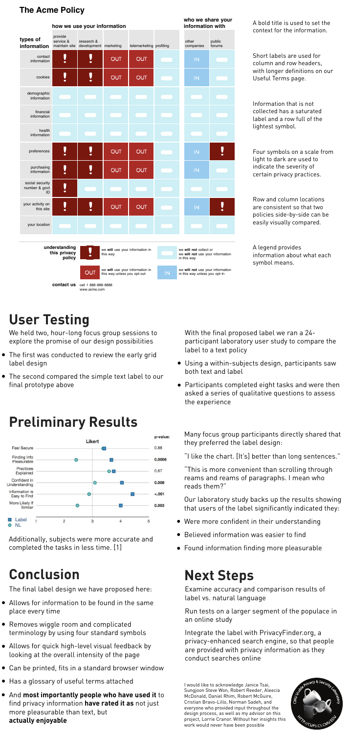## The Acme Policy

| types of information | how we use your information | | | | | who we share your information with | |
|---|---|---|---|---|---|---|---|
| | provide service & maintain site | research & development | marketing | telemarketing | profiling | other companies | public forums |
| contact information | ! | ! | OUT | OUT | | IN | |
| cookies | ! | ! | OUT | OUT | | IN | |
| demographic information | | | | | | | |
| financial information | | | | | | | |
| health information | | | | | | | |
| preferences | ! | ! | OUT | OUT | | IN | ! |
| purchasing information | ! | ! | OUT | OUT | | IN | |
| social security number & govt ID | ! | | | | | | |
| your activity on this site | ! | ! | OUT | OUT | | IN | ! |
| your location | | | | | | | |

**understanding this privacy policy**

! — we **will** use your information in this way

(lightest symbol) — we **will not** collect or we **will not** use your information in this way

OUT — we **will** use your information in this way unless you opt-out

IN — we **will not** use your information in this way unless you opt-in

**contact us** call 1 888-888-8888 www.acme.com

A bold title is used to set the context for the information.

Short labels are used for column and row headers, with longer definitions on our Useful Terms page.

Information that is not collected has a saturated label and a row full of the lightest symbol.

Four symbols on a scale from light to dark are used to indicate the severity of certain privacy practices.

Row and column locations are consistent so that two policies side-by-side can be easily visually compared.

A legend provides information about what each symbol means.

## User Testing

We held two, hour-long focus group sessions to explore the promise of our design possibilities

- The first was conducted to review the early grid label design
- The second compared the simple text label to our final prototype above

With the final proposed label we ran a 24-participant laboratory user study to compare the label to a text policy

- Using a within-subjects design, participants saw both text and label
- Participants completed eight tasks and were then asked a series of qualitative questions to assess the experience

## Preliminary Results

Likert

p-value:

Feel Secure 0.88

Finding Info Pleasurable 0.0006

Practices Explained 0.67

Confident in Understanding 0.008

Information is Easy to Find <.001

More Likely if Similar 0.003

1 2 3 4 5

Label

NL

Additionally, subjects were more accurate and completed the tasks in less time. [1]

Many focus group participants directly shared that they preferred the label design:

"I like the chart. [It's] better than long sentences."

"This is more convenient than scrolling through reams and reams of paragraphs. I mean who reads them?"

Our laboratory study backs up the results showing that users of the label significantly indicated they:

- Were more confident in their understanding
- Believed information was easier to find
- Found information finding more pleasurable

## Conclusion

The final label design we have proposed here:

- Allows for information to be found in the same place every time
- Removes wiggle room and complicated terminology by using four standard symbols
- Allows for quick high-level visual feedback by looking at the overall intensity of the page
- Can be printed, fits in a standard browser window
- Has a glossary of useful terms attached
- And **most importantly people who have used it** to find privacy information **have rated it as** not just more pleasurable than text, but **actually enjoyable**

## Next Steps

Examine accuracy and comparison results of label vs. natural language

Run tests on a larger segment of the populace in an online study

Integrate the label with PrivacyFinder.org, a privacy-enhanced search engine, so that people are provided with privacy information as they conduct searches online

I would like to acknowledge Janice Tsai, Sungjoon Steve Won, Robert Reeder, Aleecia McDonald, Daniel Rhim, Robert McGuire, Cristian Bravo-Lillo, Norman Sadeh, and everyone who provided input throughout the design process, as well as my advisor on this project, Lorrie Cranor. Without her insights this work would never have been possible